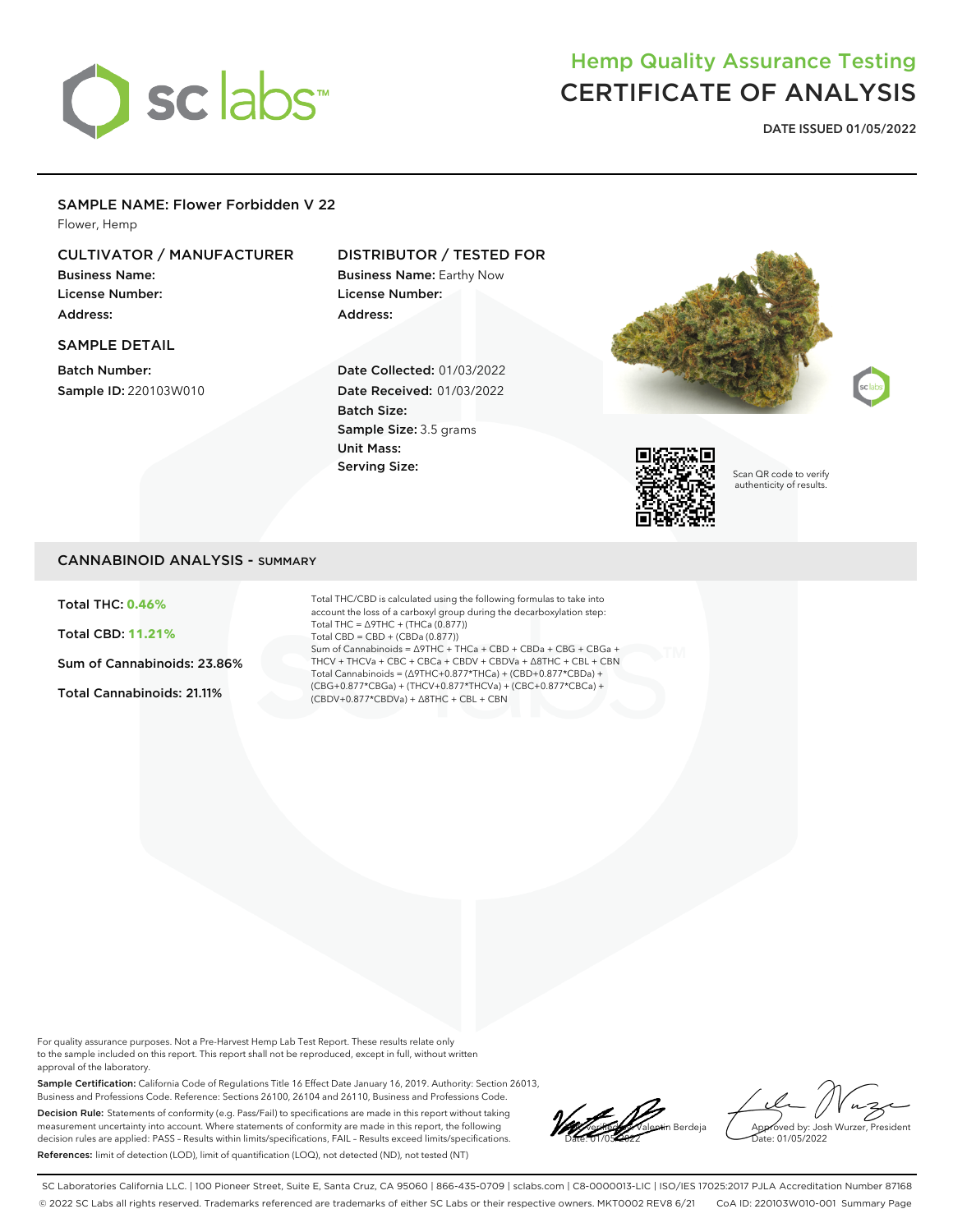# Hemp Quality Assurance Testing
# CERTIFICATE OF ANALYSIS

**DATE ISSUED 01/05/2022**

## SAMPLE NAME: Flower Forbidden V 22

Flower, Hemp

### CULTIVATOR / MANUFACTURER

**Business Name:**
**License Number:**
**Address:**

### DISTRIBUTOR / TESTED FOR

**Business Name:** Earthy Now
**License Number:**
**Address:**

### SAMPLE DETAIL

**Batch Number:**
**Sample ID:** 220103W010

**Date Collected:** 01/03/2022
**Date Received:** 01/03/2022
**Batch Size:**
**Sample Size:** 3.5 grams
**Unit Mass:**
**Serving Size:**

Scan QR code to verify authenticity of results.

## CANNABINOID ANALYSIS - SUMMARY

**Total THC: 0.46%**

**Total CBD: 11.21%**

**Sum of Cannabinoids: 23.86%**

**Total Cannabinoids: 21.11%**

Total THC/CBD is calculated using the following formulas to take into account the loss of a carboxyl group during the decarboxylation step:
Total THC = Δ9THC + (THCa (0.877))
Total CBD = CBD + (CBDa (0.877))
Sum of Cannabinoids = Δ9THC + THCa + CBD + CBDa + CBG + CBGa + THCV + THCVa + CBC + CBCa + CBDV + CBDVa + Δ8THC + CBL + CBN
Total Cannabinoids = (Δ9THC+0.877*THCa) + (CBD+0.877*CBDa) + (CBG+0.877*CBGa) + (THCV+0.877*THCVa) + (CBC+0.877*CBCa) + (CBDV+0.877*CBDVa) + Δ8THC + CBL + CBN

For quality assurance purposes. Not a Pre-Harvest Hemp Lab Test Report. These results relate only to the sample included on this report. This report shall not be reproduced, except in full, without written approval of the laboratory.

**Sample Certification:** California Code of Regulations Title 16 Effect Date January 16, 2019. Authority: Section 26013, Business and Professions Code. Reference: Sections 26100, 26104 and 26110, Business and Professions Code.

**Decision Rule:** Statements of conformity (e.g. Pass/Fail) to specifications are made in this report without taking measurement uncertainty into account. Where statements of conformity are made in this report, the following decision rules are applied: PASS – Results within limits/specifications, FAIL – Results exceed limits/specifications.

**References:** limit of detection (LOD), limit of quantification (LOQ), not detected (ND), not tested (NT)

Verified by: Valentin Berdeja
Date: 01/05/2022

Approved by: Josh Wurzer, President
Date: 01/05/2022

SC Laboratories California LLC. | 100 Pioneer Street, Suite E, Santa Cruz, CA 95060 | 866-435-0709 | sclabs.com | C8-0000013-LIC | ISO/IES 17025:2017 PJLA Accreditation Number 87168
© 2022 SC Labs all rights reserved. Trademarks referenced are trademarks of either SC Labs or their respective owners. MKT0002 REV8 6/21 CoA ID: 220103W010-001 Summary Page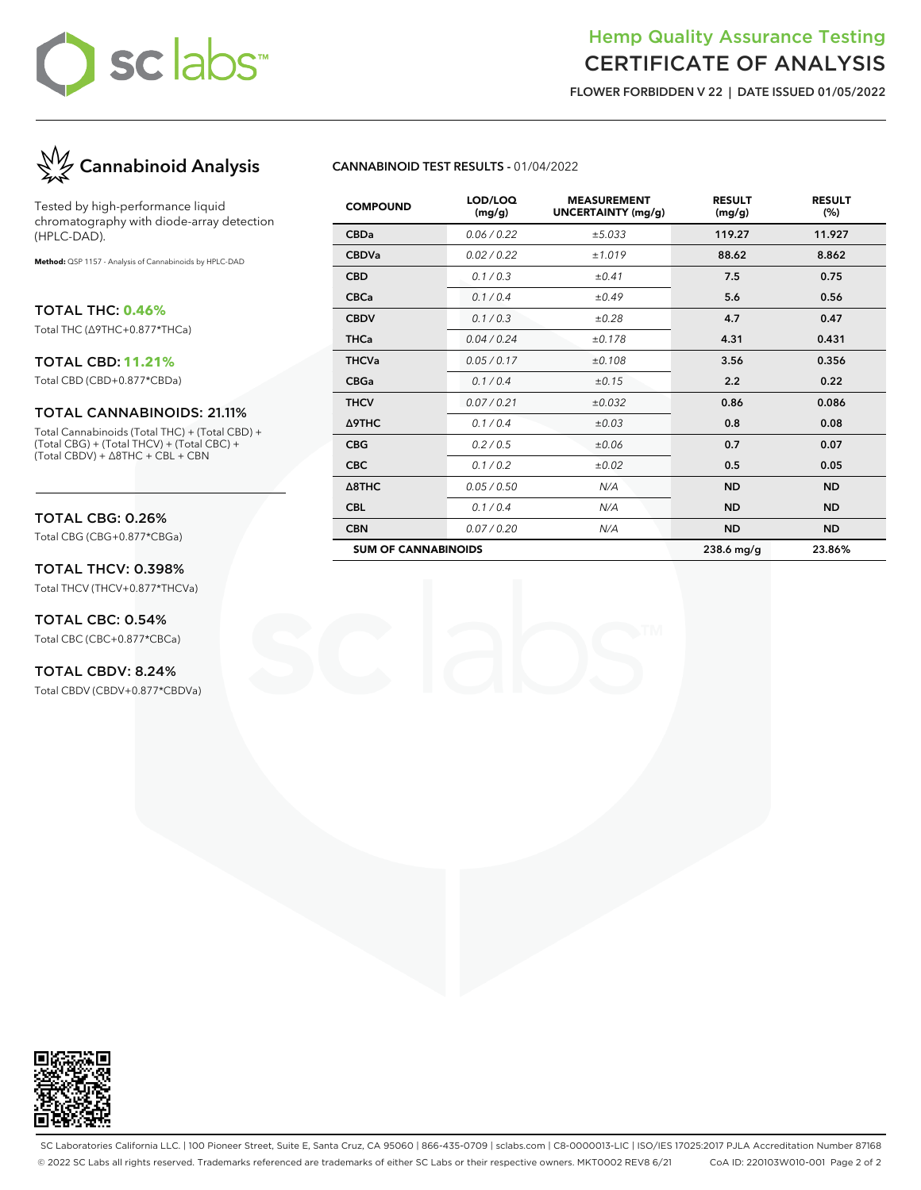# Hemp Quality Assurance Testing
# CERTIFICATE OF ANALYSIS

**FLOWER FORBIDDEN V 22 | DATE ISSUED 01/05/2022**

## Cannabinoid Analysis

Tested by high-performance liquid chromatography with diode-array detection (HPLC-DAD).

**Method:** QSP 1157 - Analysis of Cannabinoids by HPLC-DAD

### TOTAL THC: 0.46%

Total THC (Δ9THC+0.877*THCa)

### TOTAL CBD: 11.21%

Total CBD (CBD+0.877*CBDa)

### TOTAL CANNABINOIDS: 21.11%

Total Cannabinoids (Total THC) + (Total CBD) + (Total CBG) + (Total THCV) + (Total CBC) + (Total CBDV) + Δ8THC + CBL + CBN

### TOTAL CBG: 0.26%

Total CBG (CBG+0.877*CBGa)

### TOTAL THCV: 0.398%

Total THCV (THCV+0.877*THCVa)

### TOTAL CBC: 0.54%

Total CBC (CBC+0.877*CBCa)

### TOTAL CBDV: 8.24%

Total CBDV (CBDV+0.877*CBDVa)

**CANNABINOID TEST RESULTS** - 01/04/2022

| COMPOUND | LOD/LOQ (mg/g) | MEASUREMENT UNCERTAINTY (mg/g) | RESULT (mg/g) | RESULT (%) |
|---|---|---|---|---|
| CBDa | 0.06 / 0.22 | ±5.033 | 119.27 | 11.927 |
| CBDVa | 0.02 / 0.22 | ±1.019 | 88.62 | 8.862 |
| CBD | 0.1 / 0.3 | ±0.41 | 7.5 | 0.75 |
| CBCa | 0.1 / 0.4 | ±0.49 | 5.6 | 0.56 |
| CBDV | 0.1 / 0.3 | ±0.28 | 4.7 | 0.47 |
| THCa | 0.04 / 0.24 | ±0.178 | 4.31 | 0.431 |
| THCVa | 0.05 / 0.17 | ±0.108 | 3.56 | 0.356 |
| CBGa | 0.1 / 0.4 | ±0.15 | 2.2 | 0.22 |
| THCV | 0.07 / 0.21 | ±0.032 | 0.86 | 0.086 |
| Δ9THC | 0.1 / 0.4 | ±0.03 | 0.8 | 0.08 |
| CBG | 0.2 / 0.5 | ±0.06 | 0.7 | 0.07 |
| CBC | 0.1 / 0.2 | ±0.02 | 0.5 | 0.05 |
| Δ8THC | 0.05 / 0.50 | N/A | ND | ND |
| CBL | 0.1 / 0.4 | N/A | ND | ND |
| CBN | 0.07 / 0.20 | N/A | ND | ND |
| **SUM OF CANNABINOIDS** | | | 238.6 mg/g | 23.86% |

SC Laboratories California LLC. | 100 Pioneer Street, Suite E, Santa Cruz, CA 95060 | 866-435-0709 | sclabs.com | C8-0000013-LIC | ISO/IES 17025:2017 PJLA Accreditation Number 87168

© 2022 SC Labs all rights reserved. Trademarks referenced are trademarks of either SC Labs or their respective owners. MKT0002 REV8 6/21 CoA ID: 220103W010-001